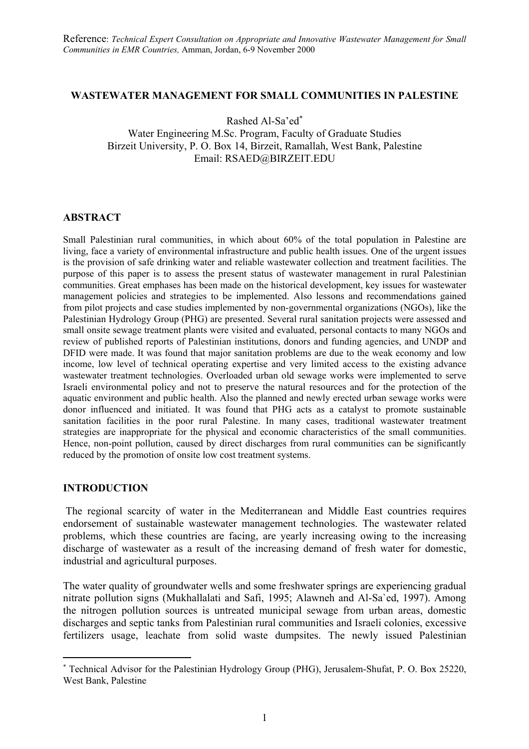Reference: *Technical Expert Consultation on Appropriate and Innovative Wastewater Management for Small Communities in EMR Countries,* Amman, Jordan, 6-9 November 2000

# WASTEWATER MANAGEMENT FOR SMALL COMMUNITIES IN PALESTINE

Rashed Al-Sa'ed[*]
Water Engineering M.Sc. Program, Faculty of Graduate Studies
Birzeit University, P. O. Box 14, Birzeit, Ramallah, West Bank, Palestine
Email: RSAED@BIRZEIT.EDU

## ABSTRACT

Small Palestinian rural communities, in which about 60% of the total population in Palestine are living, face a variety of environmental infrastructure and public health issues. One of the urgent issues is the provision of safe drinking water and reliable wastewater collection and treatment facilities. The purpose of this paper is to assess the present status of wastewater management in rural Palestinian communities. Great emphases has been made on the historical development, key issues for wastewater management policies and strategies to be implemented. Also lessons and recommendations gained from pilot projects and case studies implemented by non-governmental organizations (NGOs), like the Palestinian Hydrology Group (PHG) are presented. Several rural sanitation projects were assessed and small onsite sewage treatment plants were visited and evaluated, personal contacts to many NGOs and review of published reports of Palestinian institutions, donors and funding agencies, and UNDP and DFID were made. It was found that major sanitation problems are due to the weak economy and low income, low level of technical operating expertise and very limited access to the existing advance wastewater treatment technologies. Overloaded urban old sewage works were implemented to serve Israeli environmental policy and not to preserve the natural resources and for the protection of the aquatic environment and public health. Also the planned and newly erected urban sewage works were donor influenced and initiated. It was found that PHG acts as a catalyst to promote sustainable sanitation facilities in the poor rural Palestine. In many cases, traditional wastewater treatment strategies are inappropriate for the physical and economic characteristics of the small communities. Hence, non-point pollution, caused by direct discharges from rural communities can be significantly reduced by the promotion of onsite low cost treatment systems.

## INTRODUCTION

The regional scarcity of water in the Mediterranean and Middle East countries requires endorsement of sustainable wastewater management technologies. The wastewater related problems, which these countries are facing, are yearly increasing owing to the increasing discharge of wastewater as a result of the increasing demand of fresh water for domestic, industrial and agricultural purposes.

The water quality of groundwater wells and some freshwater springs are experiencing gradual nitrate pollution signs (Mukhallalati and Safi, 1995; Alawneh and Al-Sa`ed, 1997). Among the nitrogen pollution sources is untreated municipal sewage from urban areas, domestic discharges and septic tanks from Palestinian rural communities and Israeli colonies, excessive fertilizers usage, leachate from solid waste dumpsites. The newly issued Palestinian

---

[*] Technical Advisor for the Palestinian Hydrology Group (PHG), Jerusalem-Shufat, P. O. Box 25220, West Bank, Palestine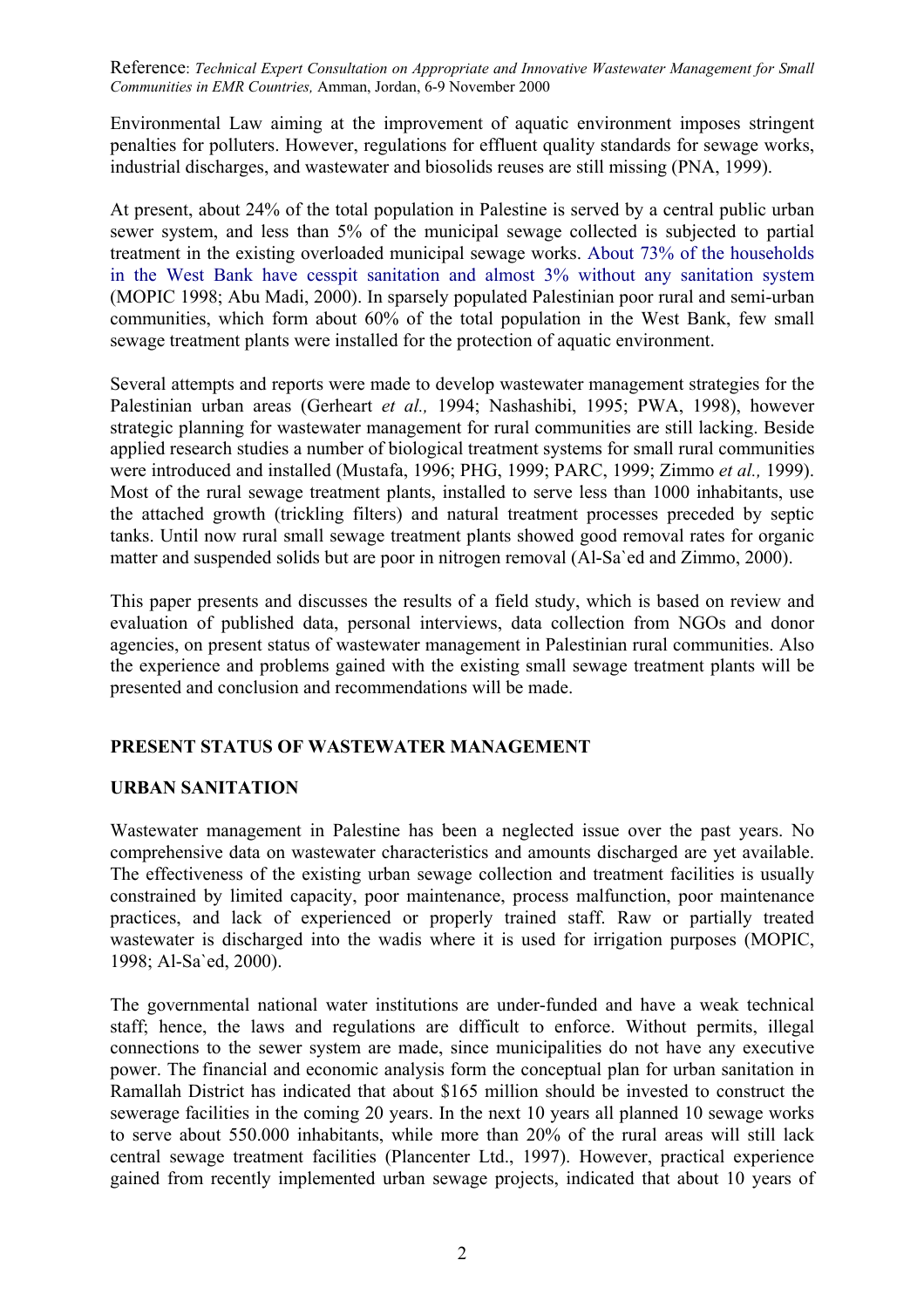Environmental Law aiming at the improvement of aquatic environment imposes stringent penalties for polluters. However, regulations for effluent quality standards for sewage works, industrial discharges, and wastewater and biosolids reuses are still missing (PNA, 1999).

At present, about 24% of the total population in Palestine is served by a central public urban sewer system, and less than 5% of the municipal sewage collected is subjected to partial treatment in the existing overloaded municipal sewage works. About 73% of the households in the West Bank have cesspit sanitation and almost 3% without any sanitation system (MOPIC 1998; Abu Madi, 2000). In sparsely populated Palestinian poor rural and semi-urban communities, which form about 60% of the total population in the West Bank, few small sewage treatment plants were installed for the protection of aquatic environment.

Several attempts and reports were made to develop wastewater management strategies for the Palestinian urban areas (Gerheart *et al.,* 1994; Nashashibi, 1995; PWA, 1998), however strategic planning for wastewater management for rural communities are still lacking. Beside applied research studies a number of biological treatment systems for small rural communities were introduced and installed (Mustafa, 1996; PHG, 1999; PARC, 1999; Zimmo *et al.,* 1999). Most of the rural sewage treatment plants, installed to serve less than 1000 inhabitants, use the attached growth (trickling filters) and natural treatment processes preceded by septic tanks. Until now rural small sewage treatment plants showed good removal rates for organic matter and suspended solids but are poor in nitrogen removal (Al-Sa`ed and Zimmo, 2000).

This paper presents and discusses the results of a field study, which is based on review and evaluation of published data, personal interviews, data collection from NGOs and donor agencies, on present status of wastewater management in Palestinian rural communities. Also the experience and problems gained with the existing small sewage treatment plants will be presented and conclusion and recommendations will be made.

## PRESENT STATUS OF WASTEWATER MANAGEMENT

### URBAN SANITATION

Wastewater management in Palestine has been a neglected issue over the past years. No comprehensive data on wastewater characteristics and amounts discharged are yet available. The effectiveness of the existing urban sewage collection and treatment facilities is usually constrained by limited capacity, poor maintenance, process malfunction, poor maintenance practices, and lack of experienced or properly trained staff. Raw or partially treated wastewater is discharged into the wadis where it is used for irrigation purposes (MOPIC, 1998; Al-Sa`ed, 2000).

The governmental national water institutions are under-funded and have a weak technical staff; hence, the laws and regulations are difficult to enforce. Without permits, illegal connections to the sewer system are made, since municipalities do not have any executive power. The financial and economic analysis form the conceptual plan for urban sanitation in Ramallah District has indicated that about \$165 million should be invested to construct the sewerage facilities in the coming 20 years. In the next 10 years all planned 10 sewage works to serve about 550.000 inhabitants, while more than 20% of the rural areas will still lack central sewage treatment facilities (Plancenter Ltd., 1997). However, practical experience gained from recently implemented urban sewage projects, indicated that about 10 years of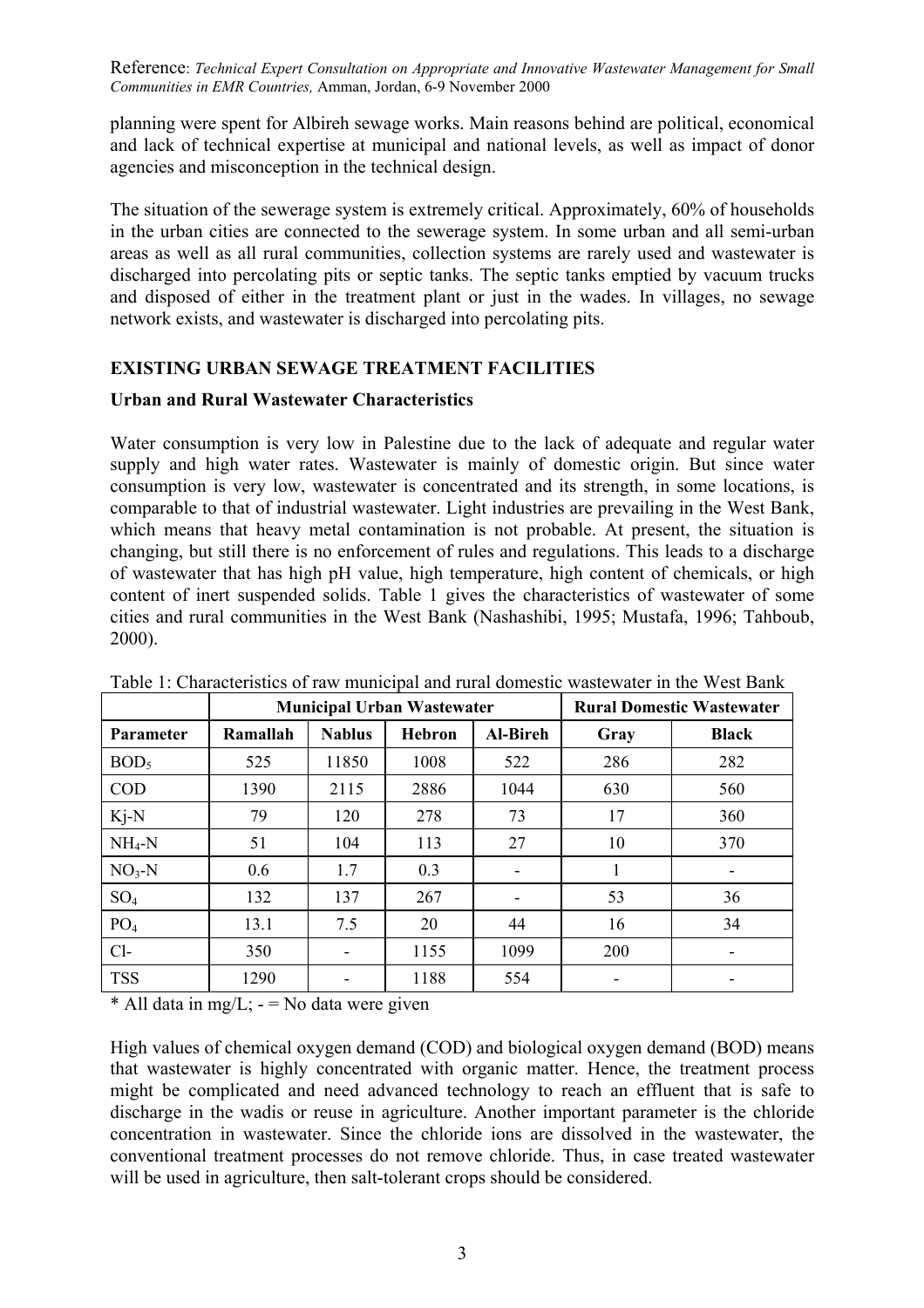planning were spent for Albireh sewage works. Main reasons behind are political, economical and lack of technical expertise at municipal and national levels, as well as impact of donor agencies and misconception in the technical design.

The situation of the sewerage system is extremely critical. Approximately, 60% of households in the urban cities are connected to the sewerage system. In some urban and all semi-urban areas as well as all rural communities, collection systems are rarely used and wastewater is discharged into percolating pits or septic tanks. The septic tanks emptied by vacuum trucks and disposed of either in the treatment plant or just in the wades. In villages, no sewage network exists, and wastewater is discharged into percolating pits.

## EXISTING URBAN SEWAGE TREATMENT FACILITIES

### Urban and Rural Wastewater Characteristics

Water consumption is very low in Palestine due to the lack of adequate and regular water supply and high water rates. Wastewater is mainly of domestic origin. But since water consumption is very low, wastewater is concentrated and its strength, in some locations, is comparable to that of industrial wastewater. Light industries are prevailing in the West Bank, which means that heavy metal contamination is not probable. At present, the situation is changing, but still there is no enforcement of rules and regulations. This leads to a discharge of wastewater that has high pH value, high temperature, high content of chemicals, or high content of inert suspended solids. Table 1 gives the characteristics of wastewater of some cities and rural communities in the West Bank (Nashashibi, 1995; Mustafa, 1996; Tahboub, 2000).

Table 1: Characteristics of raw municipal and rural domestic wastewater in the West Bank

| | Municipal Urban Wastewater | | | | Rural Domestic Wastewater | |
|---|---|---|---|---|---|---|
| Parameter | Ramallah | Nablus | Hebron | Al-Bireh | Gray | Black |
| $BOD_5$ | 525 | 11850 | 1008 | 522 | 286 | 282 |
| COD | 1390 | 2115 | 2886 | 1044 | 630 | 560 |
| Kj-N | 79 | 120 | 278 | 73 | 17 | 360 |
| $NH_4$-N | 51 | 104 | 113 | 27 | 10 | 370 |
| $NO_3$-N | 0.6 | 1.7 | 0.3 | - | 1 | - |
| $SO_4$ | 132 | 137 | 267 | - | 53 | 36 |
| $PO_4$ | 13.1 | 7.5 | 20 | 44 | 16 | 34 |
| Cl- | 350 | - | 1155 | 1099 | 200 | - |
| TSS | 1290 | - | 1188 | 554 | - | - |

* All data in mg/L; - = No data were given

High values of chemical oxygen demand (COD) and biological oxygen demand (BOD) means that wastewater is highly concentrated with organic matter. Hence, the treatment process might be complicated and need advanced technology to reach an effluent that is safe to discharge in the wadis or reuse in agriculture. Another important parameter is the chloride concentration in wastewater. Since the chloride ions are dissolved in the wastewater, the conventional treatment processes do not remove chloride. Thus, in case treated wastewater will be used in agriculture, then salt-tolerant crops should be considered.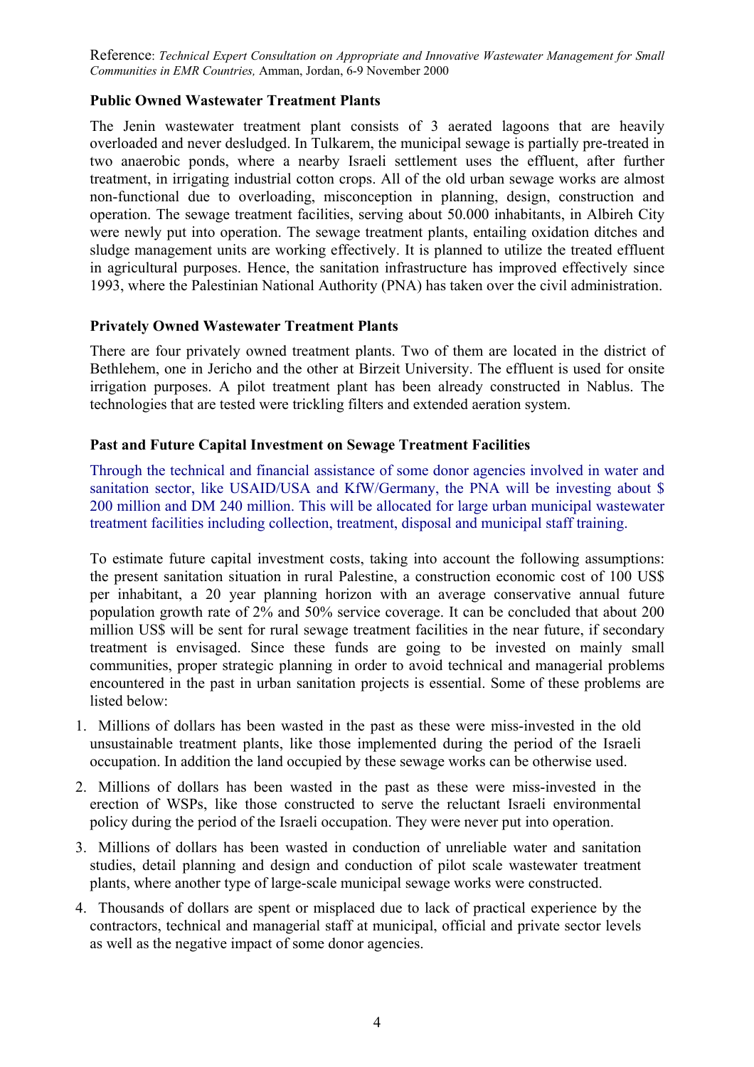Reference: *Technical Expert Consultation on Appropriate and Innovative Wastewater Management for Small Communities in EMR Countries,* Amman, Jordan, 6-9 November 2000

**Public Owned Wastewater Treatment Plants**

The Jenin wastewater treatment plant consists of 3 aerated lagoons that are heavily overloaded and never desludged. In Tulkarem, the municipal sewage is partially pre-treated in two anaerobic ponds, where a nearby Israeli settlement uses the effluent, after further treatment, in irrigating industrial cotton crops. All of the old urban sewage works are almost non-functional due to overloading, misconception in planning, design, construction and operation. The sewage treatment facilities, serving about 50.000 inhabitants, in Albireh City were newly put into operation. The sewage treatment plants, entailing oxidation ditches and sludge management units are working effectively. It is planned to utilize the treated effluent in agricultural purposes. Hence, the sanitation infrastructure has improved effectively since 1993, where the Palestinian National Authority (PNA) has taken over the civil administration.

**Privately Owned Wastewater Treatment Plants**

There are four privately owned treatment plants. Two of them are located in the district of Bethlehem, one in Jericho and the other at Birzeit University. The effluent is used for onsite irrigation purposes. A pilot treatment plant has been already constructed in Nablus. The technologies that are tested were trickling filters and extended aeration system.

**Past and Future Capital Investment on Sewage Treatment Facilities**

Through the technical and financial assistance of some donor agencies involved in water and sanitation sector, like USAID/USA and KfW/Germany, the PNA will be investing about $ 200 million and DM 240 million. This will be allocated for large urban municipal wastewater treatment facilities including collection, treatment, disposal and municipal staff training.

To estimate future capital investment costs, taking into account the following assumptions: the present sanitation situation in rural Palestine, a construction economic cost of 100 US$ per inhabitant, a 20 year planning horizon with an average conservative annual future population growth rate of 2% and 50% service coverage. It can be concluded that about 200 million US$ will be sent for rural sewage treatment facilities in the near future, if secondary treatment is envisaged. Since these funds are going to be invested on mainly small communities, proper strategic planning in order to avoid technical and managerial problems encountered in the past in urban sanitation projects is essential. Some of these problems are listed below:

1. Millions of dollars has been wasted in the past as these were miss-invested in the old unsustainable treatment plants, like those implemented during the period of the Israeli occupation. In addition the land occupied by these sewage works can be otherwise used.
2. Millions of dollars has been wasted in the past as these were miss-invested in the erection of WSPs, like those constructed to serve the reluctant Israeli environmental policy during the period of the Israeli occupation. They were never put into operation.
3. Millions of dollars has been wasted in conduction of unreliable water and sanitation studies, detail planning and design and conduction of pilot scale wastewater treatment plants, where another type of large-scale municipal sewage works were constructed.
4. Thousands of dollars are spent or misplaced due to lack of practical experience by the contractors, technical and managerial staff at municipal, official and private sector levels as well as the negative impact of some donor agencies.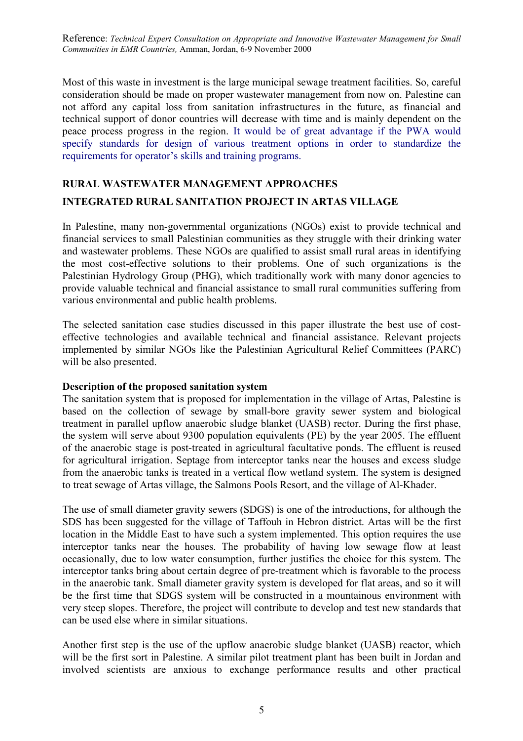Most of this waste in investment is the large municipal sewage treatment facilities. So, careful consideration should be made on proper wastewater management from now on. Palestine can not afford any capital loss from sanitation infrastructures in the future, as financial and technical support of donor countries will decrease with time and is mainly dependent on the peace process progress in the region. It would be of great advantage if the PWA would specify standards for design of various treatment options in order to standardize the requirements for operator's skills and training programs.

## RURAL WASTEWATER MANAGEMENT APPROACHES

## INTEGRATED RURAL SANITATION PROJECT IN ARTAS VILLAGE

In Palestine, many non-governmental organizations (NGOs) exist to provide technical and financial services to small Palestinian communities as they struggle with their drinking water and wastewater problems. These NGOs are qualified to assist small rural areas in identifying the most cost-effective solutions to their problems. One of such organizations is the Palestinian Hydrology Group (PHG), which traditionally work with many donor agencies to provide valuable technical and financial assistance to small rural communities suffering from various environmental and public health problems.

The selected sanitation case studies discussed in this paper illustrate the best use of cost-effective technologies and available technical and financial assistance. Relevant projects implemented by similar NGOs like the Palestinian Agricultural Relief Committees (PARC) will be also presented.

### Description of the proposed sanitation system

The sanitation system that is proposed for implementation in the village of Artas, Palestine is based on the collection of sewage by small-bore gravity sewer system and biological treatment in parallel upflow anaerobic sludge blanket (UASB) rector. During the first phase, the system will serve about 9300 population equivalents (PE) by the year 2005. The effluent of the anaerobic stage is post-treated in agricultural facultative ponds. The effluent is reused for agricultural irrigation. Septage from interceptor tanks near the houses and excess sludge from the anaerobic tanks is treated in a vertical flow wetland system. The system is designed to treat sewage of Artas village, the Salmons Pools Resort, and the village of Al-Khader.

The use of small diameter gravity sewers (SDGS) is one of the introductions, for although the SDS has been suggested for the village of Taffouh in Hebron district. Artas will be the first location in the Middle East to have such a system implemented. This option requires the use interceptor tanks near the houses. The probability of having low sewage flow at least occasionally, due to low water consumption, further justifies the choice for this system. The interceptor tanks bring about certain degree of pre-treatment which is favorable to the process in the anaerobic tank. Small diameter gravity system is developed for flat areas, and so it will be the first time that SDGS system will be constructed in a mountainous environment with very steep slopes. Therefore, the project will contribute to develop and test new standards that can be used else where in similar situations.

Another first step is the use of the upflow anaerobic sludge blanket (UASB) reactor, which will be the first sort in Palestine. A similar pilot treatment plant has been built in Jordan and involved scientists are anxious to exchange performance results and other practical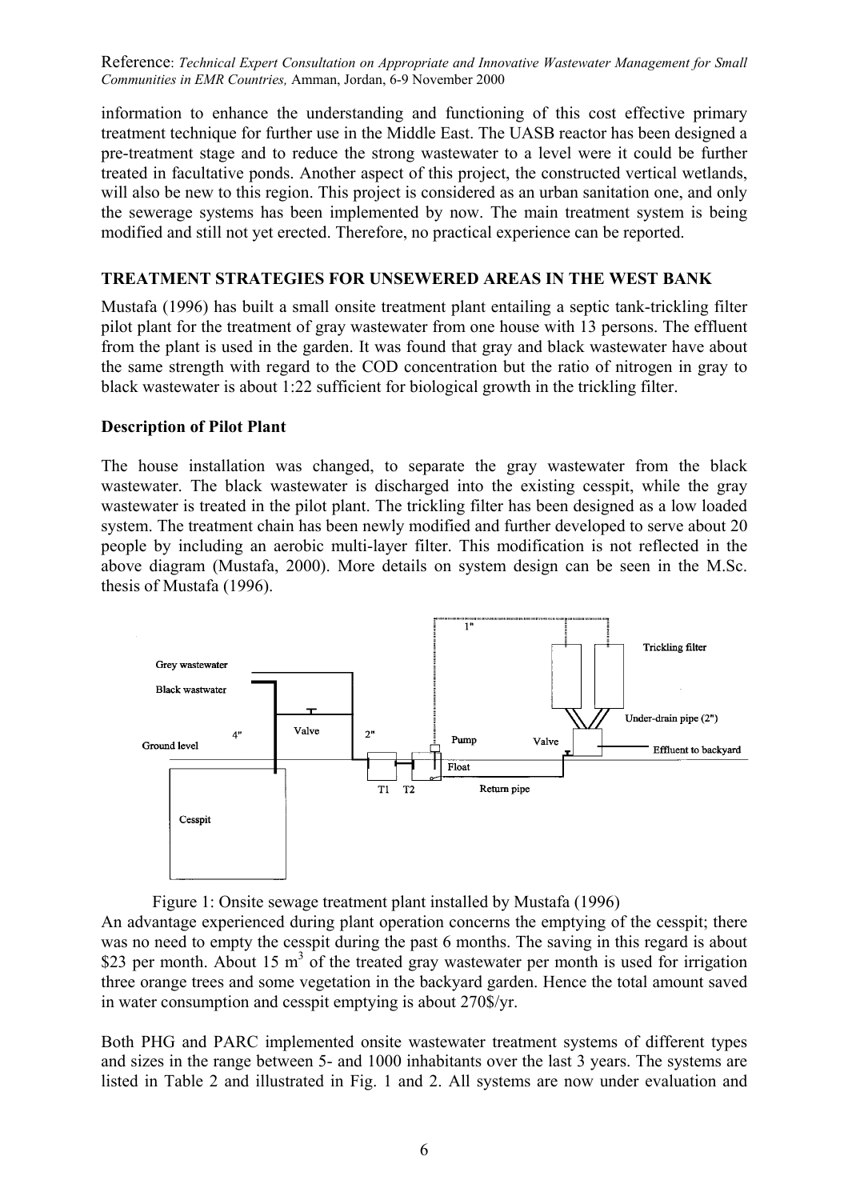information to enhance the understanding and functioning of this cost effective primary treatment technique for further use in the Middle East. The UASB reactor has been designed a pre-treatment stage and to reduce the strong wastewater to a level were it could be further treated in facultative ponds. Another aspect of this project, the constructed vertical wetlands, will also be new to this region. This project is considered as an urban sanitation one, and only the sewerage systems has been implemented by now. The main treatment system is being modified and still not yet erected. Therefore, no practical experience can be reported.

## TREATMENT STRATEGIES FOR UNSEWERED AREAS IN THE WEST BANK

Mustafa (1996) has built a small onsite treatment plant entailing a septic tank-trickling filter pilot plant for the treatment of gray wastewater from one house with 13 persons. The effluent from the plant is used in the garden. It was found that gray and black wastewater have about the same strength with regard to the COD concentration but the ratio of nitrogen in gray to black wastewater is about 1:22 sufficient for biological growth in the trickling filter.

### Description of Pilot Plant

The house installation was changed, to separate the gray wastewater from the black wastewater. The black wastewater is discharged into the existing cesspit, while the gray wastewater is treated in the pilot plant. The trickling filter has been designed as a low loaded system. The treatment chain has been newly modified and further developed to serve about 20 people by including an aerobic multi-layer filter. This modification is not reflected in the above diagram (Mustafa, 2000). More details on system design can be seen in the M.Sc. thesis of Mustafa (1996).

Figure 1: Onsite sewage treatment plant installed by Mustafa (1996)

An advantage experienced during plant operation concerns the emptying of the cesspit; there was no need to empty the cesspit during the past 6 months. The saving in this regard is about \$23 per month. About 15 $m^3$ of the treated gray wastewater per month is used for irrigation three orange trees and some vegetation in the backyard garden. Hence the total amount saved in water consumption and cesspit emptying is about 270\$/yr.

Both PHG and PARC implemented onsite wastewater treatment systems of different types and sizes in the range between 5- and 1000 inhabitants over the last 3 years. The systems are listed in Table 2 and illustrated in Fig. 1 and 2. All systems are now under evaluation and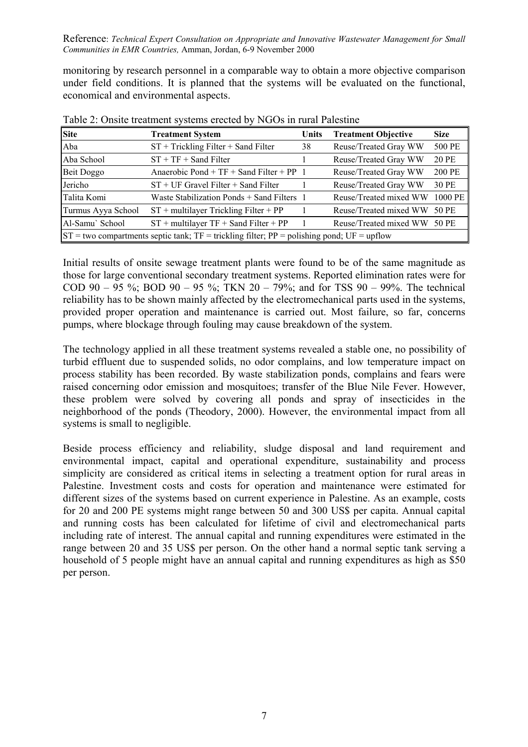monitoring by research personnel in a comparable way to obtain a more objective comparison under field conditions. It is planned that the systems will be evaluated on the functional, economical and environmental aspects.

Table 2: Onsite treatment systems erected by NGOs in rural Palestine

| Site | Treatment System | Units | Treatment Objective | Size |
|---|---|---|---|---|
| Aba | ST + Trickling Filter + Sand Filter | 38 | Reuse/Treated Gray WW | 500 PE |
| Aba School | ST + TF + Sand Filter | 1 | Reuse/Treated Gray WW | 20 PE |
| Beit Doggo | Anaerobic Pond + TF + Sand Filter + PP | 1 | Reuse/Treated Gray WW | 200 PE |
| Jericho | ST + UF Gravel Filter + Sand Filter | 1 | Reuse/Treated Gray WW | 30 PE |
| Talita Komi | Waste Stabilization Ponds + Sand Filters | 1 | Reuse/Treated mixed WW | 1000 PE |
| Turmus Ayya School | ST + multilayer Trickling Filter + PP | 1 | Reuse/Treated mixed WW | 50 PE |
| Al-Samu` School | ST + multilayer TF + Sand Filter + PP | 1 | Reuse/Treated mixed WW | 50 PE |
| ST = two compartments septic tank; TF = trickling filter; PP = polishing pond; UF = upflow | | | | |

Initial results of onsite sewage treatment plants were found to be of the same magnitude as those for large conventional secondary treatment systems. Reported elimination rates were for COD 90 – 95 %; BOD 90 – 95 %; TKN 20 – 79%; and for TSS 90 – 99%. The technical reliability has to be shown mainly affected by the electromechanical parts used in the systems, provided proper operation and maintenance is carried out. Most failure, so far, concerns pumps, where blockage through fouling may cause breakdown of the system.

The technology applied in all these treatment systems revealed a stable one, no possibility of turbid effluent due to suspended solids, no odor complains, and low temperature impact on process stability has been recorded. By waste stabilization ponds, complains and fears were raised concerning odor emission and mosquitoes; transfer of the Blue Nile Fever. However, these problem were solved by covering all ponds and spray of insecticides in the neighborhood of the ponds (Theodory, 2000). However, the environmental impact from all systems is small to negligible.

Beside process efficiency and reliability, sludge disposal and land requirement and environmental impact, capital and operational expenditure, sustainability and process simplicity are considered as critical items in selecting a treatment option for rural areas in Palestine. Investment costs and costs for operation and maintenance were estimated for different sizes of the systems based on current experience in Palestine. As an example, costs for 20 and 200 PE systems might range between 50 and 300 US$ per capita. Annual capital and running costs has been calculated for lifetime of civil and electromechanical parts including rate of interest. The annual capital and running expenditures were estimated in the range between 20 and 35 US$ per person. On the other hand a normal septic tank serving a household of 5 people might have an annual capital and running expenditures as high as $50 per person.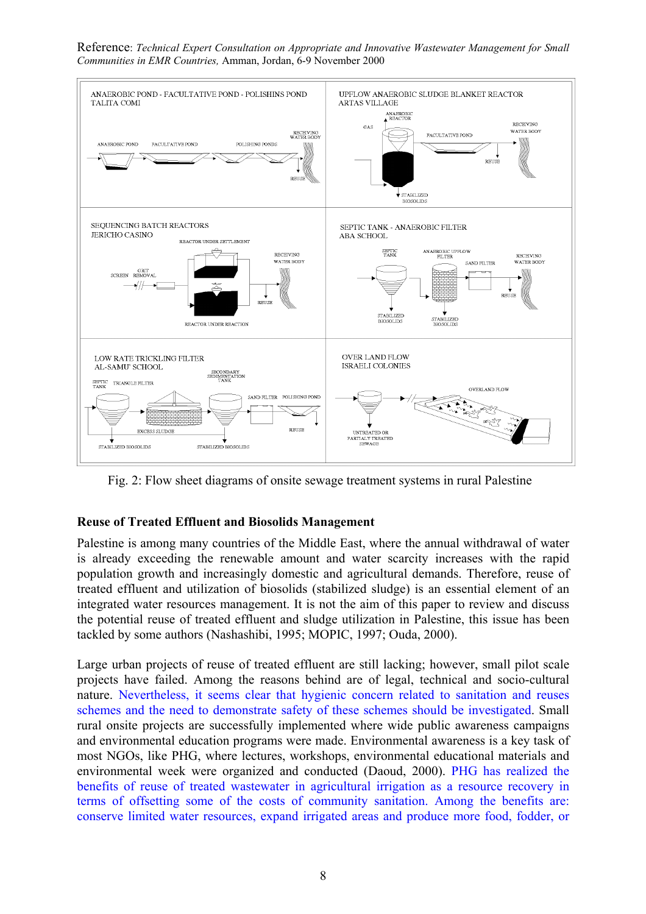Reference: *Technical Expert Consultation on Appropriate and Innovative Wastewater Management for Small Communities in EMR Countries,* Amman, Jordan, 6-9 November 2000

Fig. 2: Flow sheet diagrams of onsite sewage treatment systems in rural Palestine

## Reuse of Treated Effluent and Biosolids Management

Palestine is among many countries of the Middle East, where the annual withdrawal of water is already exceeding the renewable amount and water scarcity increases with the rapid population growth and increasingly domestic and agricultural demands. Therefore, reuse of treated effluent and utilization of biosolids (stabilized sludge) is an essential element of an integrated water resources management. It is not the aim of this paper to review and discuss the potential reuse of treated effluent and sludge utilization in Palestine, this issue has been tackled by some authors (Nashashibi, 1995; MOPIC, 1997; Ouda, 2000).

Large urban projects of reuse of treated effluent are still lacking; however, small pilot scale projects have failed. Among the reasons behind are of legal, technical and socio-cultural nature. Nevertheless, it seems clear that hygienic concern related to sanitation and reuses schemes and the need to demonstrate safety of these schemes should be investigated. Small rural onsite projects are successfully implemented where wide public awareness campaigns and environmental education programs were made. Environmental awareness is a key task of most NGOs, like PHG, where lectures, workshops, environmental educational materials and environmental week were organized and conducted (Daoud, 2000). PHG has realized the benefits of reuse of treated wastewater in agricultural irrigation as a resource recovery in terms of offsetting some of the costs of community sanitation. Among the benefits are: conserve limited water resources, expand irrigated areas and produce more food, fodder, or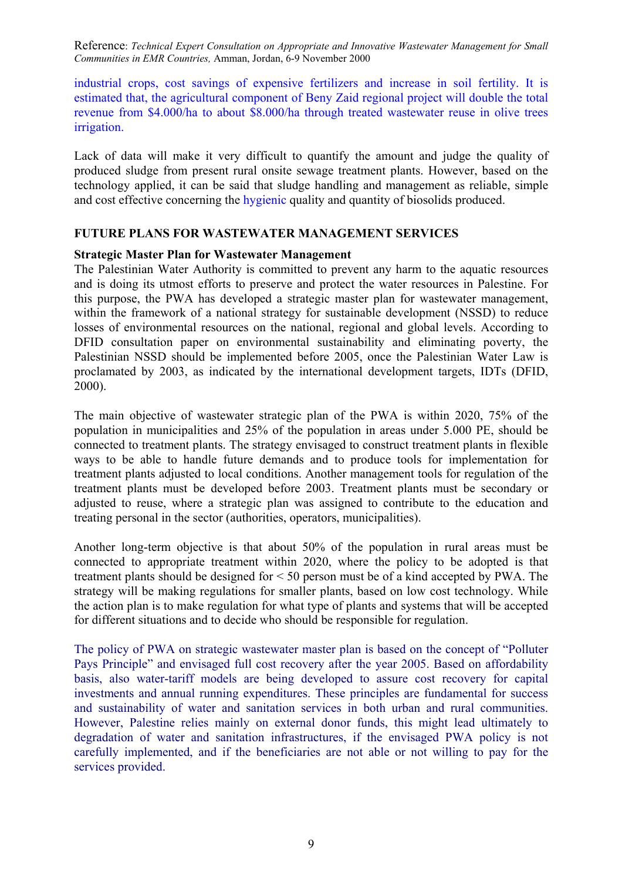industrial crops, cost savings of expensive fertilizers and increase in soil fertility. It is estimated that, the agricultural component of Beny Zaid regional project will double the total revenue from $4.000/ha to about $8.000/ha through treated wastewater reuse in olive trees irrigation.

Lack of data will make it very difficult to quantify the amount and judge the quality of produced sludge from present rural onsite sewage treatment plants. However, based on the technology applied, it can be said that sludge handling and management as reliable, simple and cost effective concerning the hygienic quality and quantity of biosolids produced.

## FUTURE PLANS FOR WASTEWATER MANAGEMENT SERVICES

### Strategic Master Plan for Wastewater Management

The Palestinian Water Authority is committed to prevent any harm to the aquatic resources and is doing its utmost efforts to preserve and protect the water resources in Palestine. For this purpose, the PWA has developed a strategic master plan for wastewater management, within the framework of a national strategy for sustainable development (NSSD) to reduce losses of environmental resources on the national, regional and global levels. According to DFID consultation paper on environmental sustainability and eliminating poverty, the Palestinian NSSD should be implemented before 2005, once the Palestinian Water Law is proclamated by 2003, as indicated by the international development targets, IDTs (DFID, 2000).

The main objective of wastewater strategic plan of the PWA is within 2020, 75% of the population in municipalities and 25% of the population in areas under 5.000 PE, should be connected to treatment plants. The strategy envisaged to construct treatment plants in flexible ways to be able to handle future demands and to produce tools for implementation for treatment plants adjusted to local conditions. Another management tools for regulation of the treatment plants must be developed before 2003. Treatment plants must be secondary or adjusted to reuse, where a strategic plan was assigned to contribute to the education and treating personal in the sector (authorities, operators, municipalities).

Another long-term objective is that about 50% of the population in rural areas must be connected to appropriate treatment within 2020, where the policy to be adopted is that treatment plants should be designed for < 50 person must be of a kind accepted by PWA. The strategy will be making regulations for smaller plants, based on low cost technology. While the action plan is to make regulation for what type of plants and systems that will be accepted for different situations and to decide who should be responsible for regulation.

The policy of PWA on strategic wastewater master plan is based on the concept of "Polluter Pays Principle" and envisaged full cost recovery after the year 2005. Based on affordability basis, also water-tariff models are being developed to assure cost recovery for capital investments and annual running expenditures. These principles are fundamental for success and sustainability of water and sanitation services in both urban and rural communities. However, Palestine relies mainly on external donor funds, this might lead ultimately to degradation of water and sanitation infrastructures, if the envisaged PWA policy is not carefully implemented, and if the beneficiaries are not able or not willing to pay for the services provided.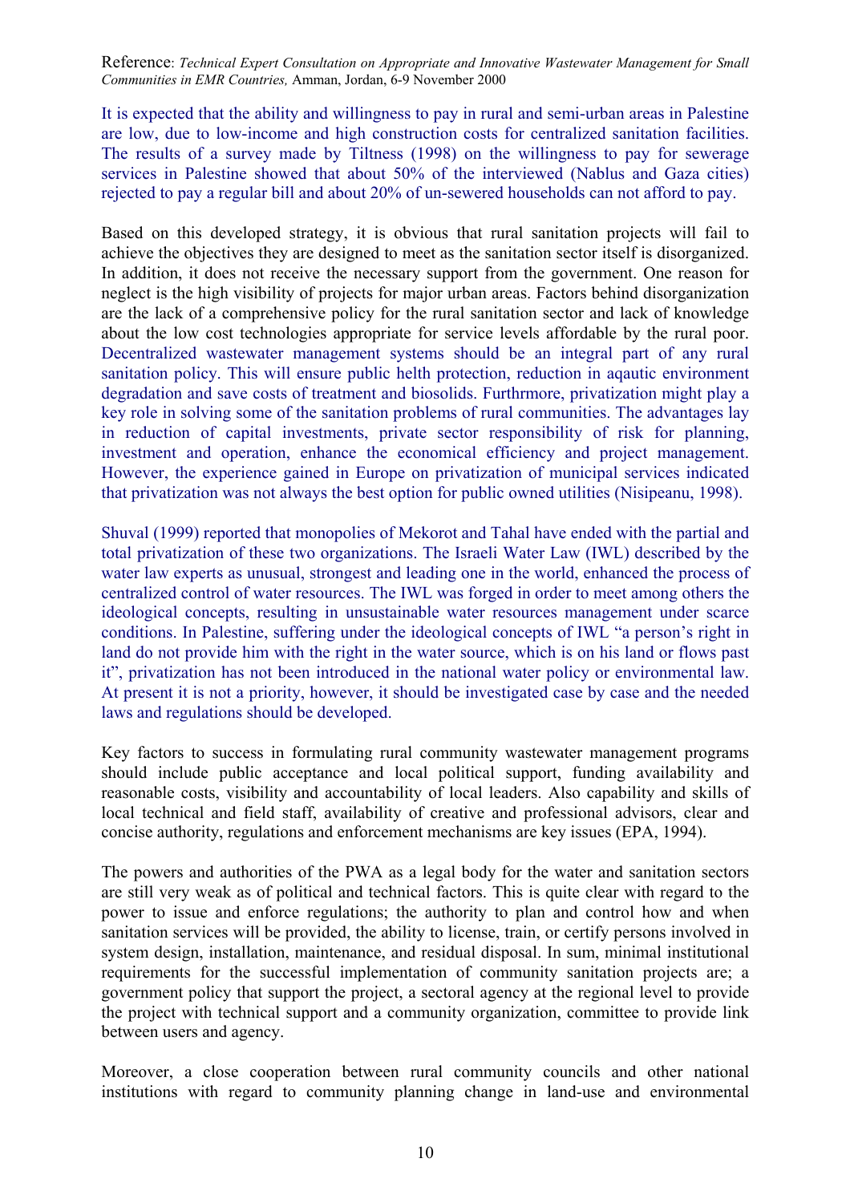It is expected that the ability and willingness to pay in rural and semi-urban areas in Palestine are low, due to low-income and high construction costs for centralized sanitation facilities. The results of a survey made by Tiltness (1998) on the willingness to pay for sewerage services in Palestine showed that about 50% of the interviewed (Nablus and Gaza cities) rejected to pay a regular bill and about 20% of un-sewered households can not afford to pay.

Based on this developed strategy, it is obvious that rural sanitation projects will fail to achieve the objectives they are designed to meet as the sanitation sector itself is disorganized. In addition, it does not receive the necessary support from the government. One reason for neglect is the high visibility of projects for major urban areas. Factors behind disorganization are the lack of a comprehensive policy for the rural sanitation sector and lack of knowledge about the low cost technologies appropriate for service levels affordable by the rural poor. Decentralized wastewater management systems should be an integral part of any rural sanitation policy. This will ensure public helth protection, reduction in aqautic environment degradation and save costs of treatment and biosolids. Furthrmore, privatization might play a key role in solving some of the sanitation problems of rural communities. The advantages lay in reduction of capital investments, private sector responsibility of risk for planning, investment and operation, enhance the economical efficiency and project management. However, the experience gained in Europe on privatization of municipal services indicated that privatization was not always the best option for public owned utilities (Nisipeanu, 1998).

Shuval (1999) reported that monopolies of Mekorot and Tahal have ended with the partial and total privatization of these two organizations. The Israeli Water Law (IWL) described by the water law experts as unusual, strongest and leading one in the world, enhanced the process of centralized control of water resources. The IWL was forged in order to meet among others the ideological concepts, resulting in unsustainable water resources management under scarce conditions. In Palestine, suffering under the ideological concepts of IWL "a person's right in land do not provide him with the right in the water source, which is on his land or flows past it", privatization has not been introduced in the national water policy or environmental law. At present it is not a priority, however, it should be investigated case by case and the needed laws and regulations should be developed.

Key factors to success in formulating rural community wastewater management programs should include public acceptance and local political support, funding availability and reasonable costs, visibility and accountability of local leaders. Also capability and skills of local technical and field staff, availability of creative and professional advisors, clear and concise authority, regulations and enforcement mechanisms are key issues (EPA, 1994).

The powers and authorities of the PWA as a legal body for the water and sanitation sectors are still very weak as of political and technical factors. This is quite clear with regard to the power to issue and enforce regulations; the authority to plan and control how and when sanitation services will be provided, the ability to license, train, or certify persons involved in system design, installation, maintenance, and residual disposal. In sum, minimal institutional requirements for the successful implementation of community sanitation projects are; a government policy that support the project, a sectoral agency at the regional level to provide the project with technical support and a community organization, committee to provide link between users and agency.

Moreover, a close cooperation between rural community councils and other national institutions with regard to community planning change in land-use and environmental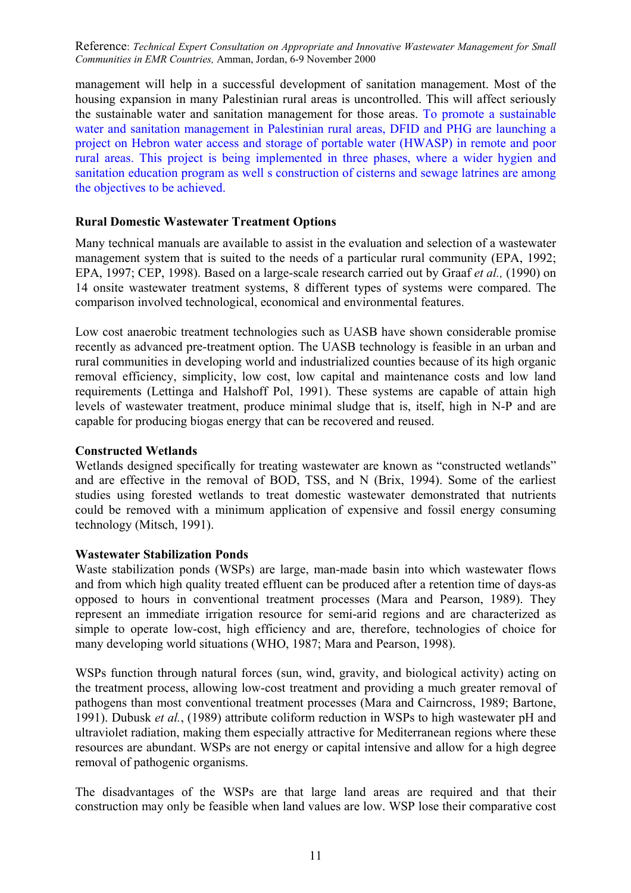management will help in a successful development of sanitation management. Most of the housing expansion in many Palestinian rural areas is uncontrolled. This will affect seriously the sustainable water and sanitation management for those areas. To promote a sustainable water and sanitation management in Palestinian rural areas, DFID and PHG are launching a project on Hebron water access and storage of portable water (HWASP) in remote and poor rural areas. This project is being implemented in three phases, where a wider hygien and sanitation education program as well s construction of cisterns and sewage latrines are among the objectives to be achieved.

**Rural Domestic Wastewater Treatment Options**

Many technical manuals are available to assist in the evaluation and selection of a wastewater management system that is suited to the needs of a particular rural community (EPA, 1992; EPA, 1997; CEP, 1998). Based on a large-scale research carried out by Graaf *et al.,* (1990) on 14 onsite wastewater treatment systems, 8 different types of systems were compared. The comparison involved technological, economical and environmental features.

Low cost anaerobic treatment technologies such as UASB have shown considerable promise recently as advanced pre-treatment option. The UASB technology is feasible in an urban and rural communities in developing world and industrialized counties because of its high organic removal efficiency, simplicity, low cost, low capital and maintenance costs and low land requirements (Lettinga and Halshoff Pol, 1991). These systems are capable of attain high levels of wastewater treatment, produce minimal sludge that is, itself, high in N-P and are capable for producing biogas energy that can be recovered and reused.

**Constructed Wetlands**

Wetlands designed specifically for treating wastewater are known as "constructed wetlands" and are effective in the removal of BOD, TSS, and N (Brix, 1994). Some of the earliest studies using forested wetlands to treat domestic wastewater demonstrated that nutrients could be removed with a minimum application of expensive and fossil energy consuming technology (Mitsch, 1991).

**Wastewater Stabilization Ponds**

Waste stabilization ponds (WSPs) are large, man-made basin into which wastewater flows and from which high quality treated effluent can be produced after a retention time of days-as opposed to hours in conventional treatment processes (Mara and Pearson, 1989). They represent an immediate irrigation resource for semi-arid regions and are characterized as simple to operate low-cost, high efficiency and are, therefore, technologies of choice for many developing world situations (WHO, 1987; Mara and Pearson, 1998).

WSPs function through natural forces (sun, wind, gravity, and biological activity) acting on the treatment process, allowing low-cost treatment and providing a much greater removal of pathogens than most conventional treatment processes (Mara and Cairncross, 1989; Bartone, 1991). Dubusk *et al.*, (1989) attribute coliform reduction in WSPs to high wastewater pH and ultraviolet radiation, making them especially attractive for Mediterranean regions where these resources are abundant. WSPs are not energy or capital intensive and allow for a high degree removal of pathogenic organisms.

The disadvantages of the WSPs are that large land areas are required and that their construction may only be feasible when land values are low. WSP lose their comparative cost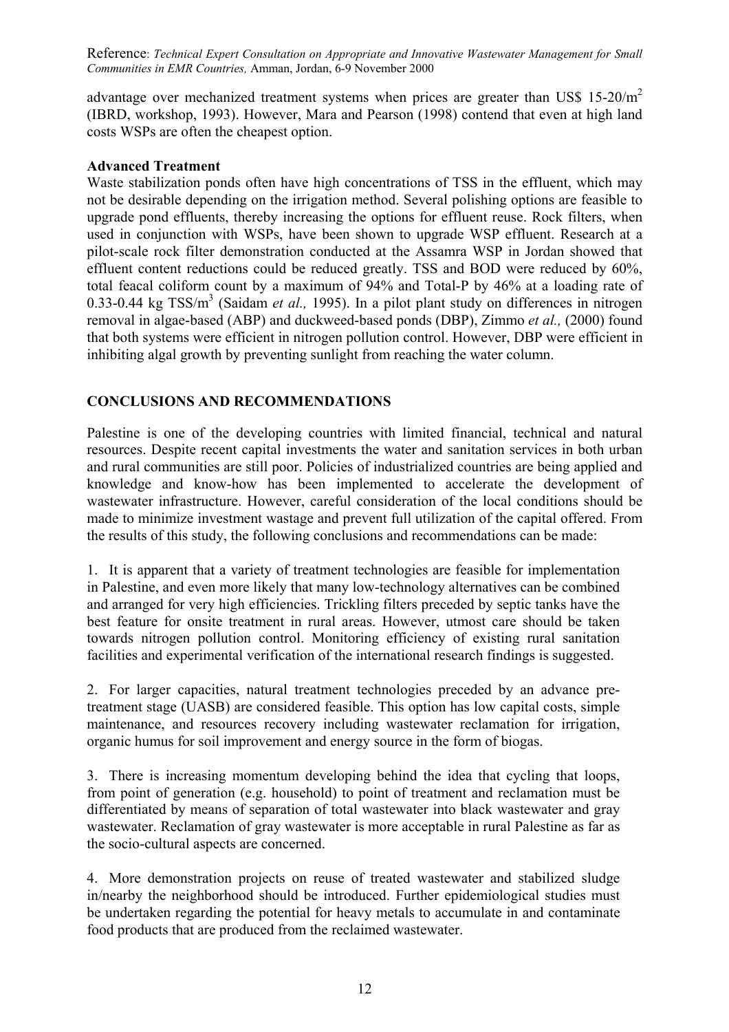advantage over mechanized treatment systems when prices are greater than US$ 15-20/$m^2$ (IBRD, workshop, 1993). However, Mara and Pearson (1998) contend that even at high land costs WSPs are often the cheapest option.

**Advanced Treatment**

Waste stabilization ponds often have high concentrations of TSS in the effluent, which may not be desirable depending on the irrigation method. Several polishing options are feasible to upgrade pond effluents, thereby increasing the options for effluent reuse. Rock filters, when used in conjunction with WSPs, have been shown to upgrade WSP effluent. Research at a pilot-scale rock filter demonstration conducted at the Assamra WSP in Jordan showed that effluent content reductions could be reduced greatly. TSS and BOD were reduced by 60%, total feacal coliform count by a maximum of 94% and Total-P by 46% at a loading rate of 0.33-0.44 kg TSS/$m^3$ (Saidam *et al.,* 1995). In a pilot plant study on differences in nitrogen removal in algae-based (ABP) and duckweed-based ponds (DBP), Zimmo *et al.,* (2000) found that both systems were efficient in nitrogen pollution control. However, DBP were efficient in inhibiting algal growth by preventing sunlight from reaching the water column.

## CONCLUSIONS AND RECOMMENDATIONS

Palestine is one of the developing countries with limited financial, technical and natural resources. Despite recent capital investments the water and sanitation services in both urban and rural communities are still poor. Policies of industrialized countries are being applied and knowledge and know-how has been implemented to accelerate the development of wastewater infrastructure. However, careful consideration of the local conditions should be made to minimize investment wastage and prevent full utilization of the capital offered. From the results of this study, the following conclusions and recommendations can be made:

1. It is apparent that a variety of treatment technologies are feasible for implementation in Palestine, and even more likely that many low-technology alternatives can be combined and arranged for very high efficiencies. Trickling filters preceded by septic tanks have the best feature for onsite treatment in rural areas. However, utmost care should be taken towards nitrogen pollution control. Monitoring efficiency of existing rural sanitation facilities and experimental verification of the international research findings is suggested.

2. For larger capacities, natural treatment technologies preceded by an advance pre-treatment stage (UASB) are considered feasible. This option has low capital costs, simple maintenance, and resources recovery including wastewater reclamation for irrigation, organic humus for soil improvement and energy source in the form of biogas.

3. There is increasing momentum developing behind the idea that cycling that loops, from point of generation (e.g. household) to point of treatment and reclamation must be differentiated by means of separation of total wastewater into black wastewater and gray wastewater. Reclamation of gray wastewater is more acceptable in rural Palestine as far as the socio-cultural aspects are concerned.

4. More demonstration projects on reuse of treated wastewater and stabilized sludge in/nearby the neighborhood should be introduced. Further epidemiological studies must be undertaken regarding the potential for heavy metals to accumulate in and contaminate food products that are produced from the reclaimed wastewater.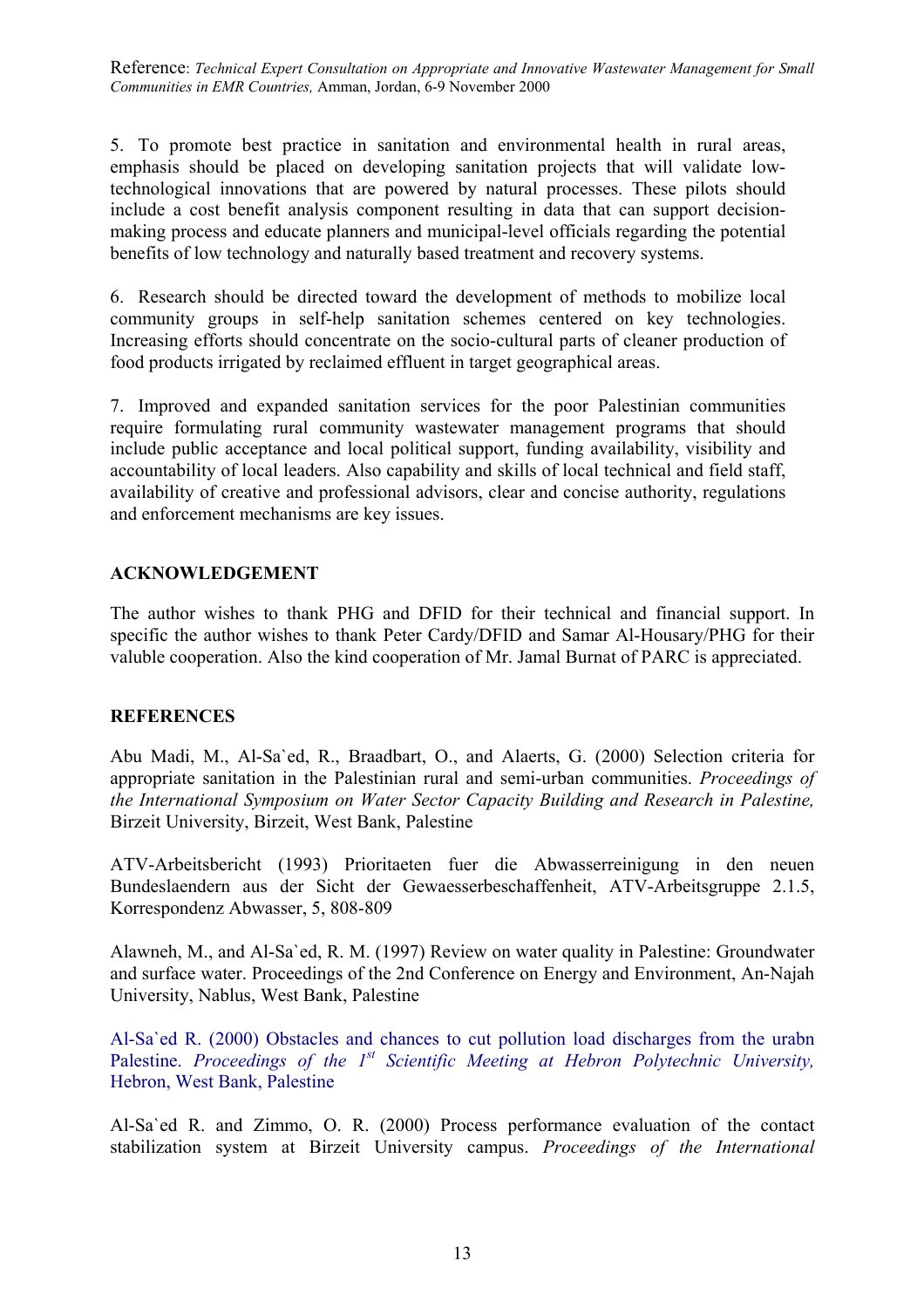5. To promote best practice in sanitation and environmental health in rural areas, emphasis should be placed on developing sanitation projects that will validate low-technological innovations that are powered by natural processes. These pilots should include a cost benefit analysis component resulting in data that can support decision-making process and educate planners and municipal-level officials regarding the potential benefits of low technology and naturally based treatment and recovery systems.

6. Research should be directed toward the development of methods to mobilize local community groups in self-help sanitation schemes centered on key technologies. Increasing efforts should concentrate on the socio-cultural parts of cleaner production of food products irrigated by reclaimed effluent in target geographical areas.

7. Improved and expanded sanitation services for the poor Palestinian communities require formulating rural community wastewater management programs that should include public acceptance and local political support, funding availability, visibility and accountability of local leaders. Also capability and skills of local technical and field staff, availability of creative and professional advisors, clear and concise authority, regulations and enforcement mechanisms are key issues.

## ACKNOWLEDGEMENT

The author wishes to thank PHG and DFID for their technical and financial support. In specific the author wishes to thank Peter Cardy/DFID and Samar Al-Housary/PHG for their valuble cooperation. Also the kind cooperation of Mr. Jamal Burnat of PARC is appreciated.

## REFERENCES

Abu Madi, M., Al-Sa`ed, R., Braadbart, O., and Alaerts, G. (2000) Selection criteria for appropriate sanitation in the Palestinian rural and semi-urban communities. *Proceedings of the International Symposium on Water Sector Capacity Building and Research in Palestine,* Birzeit University, Birzeit, West Bank, Palestine

ATV-Arbeitsbericht (1993) Prioritaeten fuer die Abwasserreinigung in den neuen Bundeslaendern aus der Sicht der Gewaesserbeschaffenheit, ATV-Arbeitsgruppe 2.1.5, Korrespondenz Abwasser, 5, 808-809

Alawneh, M., and Al-Sa`ed, R. M. (1997) Review on water quality in Palestine: Groundwater and surface water. Proceedings of the 2nd Conference on Energy and Environment, An-Najah University, Nablus, West Bank, Palestine

Al-Sa`ed R. (2000) Obstacles and chances to cut pollution load discharges from the urabn Palestine. *Proceedings of the 1st Scientific Meeting at Hebron Polytechnic University,* Hebron, West Bank, Palestine

Al-Sa`ed R. and Zimmo, O. R. (2000) Process performance evaluation of the contact stabilization system at Birzeit University campus. *Proceedings of the International*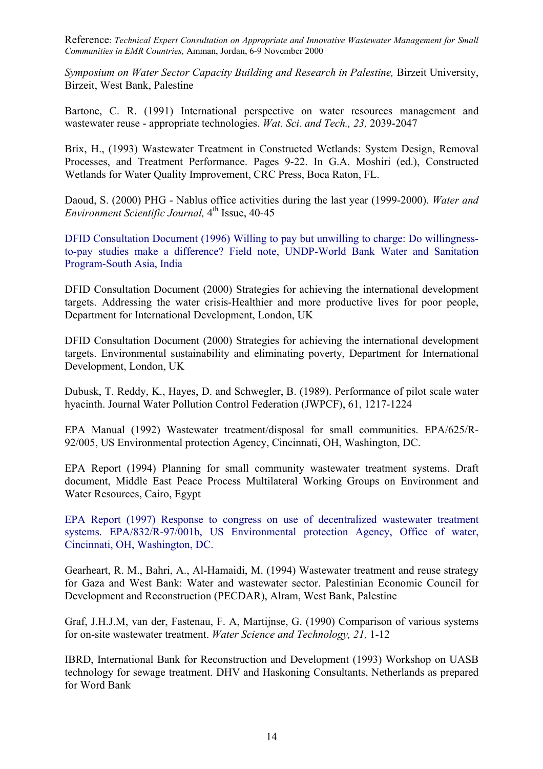Reference: *Technical Expert Consultation on Appropriate and Innovative Wastewater Management for Small Communities in EMR Countries,* Amman, Jordan, 6-9 November 2000

*Symposium on Water Sector Capacity Building and Research in Palestine,* Birzeit University, Birzeit, West Bank, Palestine

Bartone, C. R. (1991) International perspective on water resources management and wastewater reuse - appropriate technologies. *Wat. Sci. and Tech., 23,* 2039-2047

Brix, H., (1993) Wastewater Treatment in Constructed Wetlands: System Design, Removal Processes, and Treatment Performance. Pages 9-22. In G.A. Moshiri (ed.), Constructed Wetlands for Water Quality Improvement, CRC Press, Boca Raton, FL.

Daoud, S. (2000) PHG - Nablus office activities during the last year (1999-2000). *Water and Environment Scientific Journal,* 4th Issue, 40-45

DFID Consultation Document (1996) Willing to pay but unwilling to charge: Do willingness-to-pay studies make a difference? Field note, UNDP-World Bank Water and Sanitation Program-South Asia, India

DFID Consultation Document (2000) Strategies for achieving the international development targets. Addressing the water crisis-Healthier and more productive lives for poor people, Department for International Development, London, UK

DFID Consultation Document (2000) Strategies for achieving the international development targets. Environmental sustainability and eliminating poverty, Department for International Development, London, UK

Dubusk, T. Reddy, K., Hayes, D. and Schwegler, B. (1989). Performance of pilot scale water hyacinth. Journal Water Pollution Control Federation (JWPCF), 61, 1217-1224

EPA Manual (1992) Wastewater treatment/disposal for small communities. EPA/625/R-92/005, US Environmental protection Agency, Cincinnati, OH, Washington, DC.

EPA Report (1994) Planning for small community wastewater treatment systems. Draft document, Middle East Peace Process Multilateral Working Groups on Environment and Water Resources, Cairo, Egypt

EPA Report (1997) Response to congress on use of decentralized wastewater treatment systems. EPA/832/R-97/001b, US Environmental protection Agency, Office of water, Cincinnati, OH, Washington, DC.

Gearheart, R. M., Bahri, A., Al-Hamaidi, M. (1994) Wastewater treatment and reuse strategy for Gaza and West Bank: Water and wastewater sector. Palestinian Economic Council for Development and Reconstruction (PECDAR), Alram, West Bank, Palestine

Graf, J.H.J.M, van der, Fastenau, F. A, Martijnse, G. (1990) Comparison of various systems for on-site wastewater treatment. *Water Science and Technology, 21,* 1-12

IBRD, International Bank for Reconstruction and Development (1993) Workshop on UASB technology for sewage treatment. DHV and Haskoning Consultants, Netherlands as prepared for Word Bank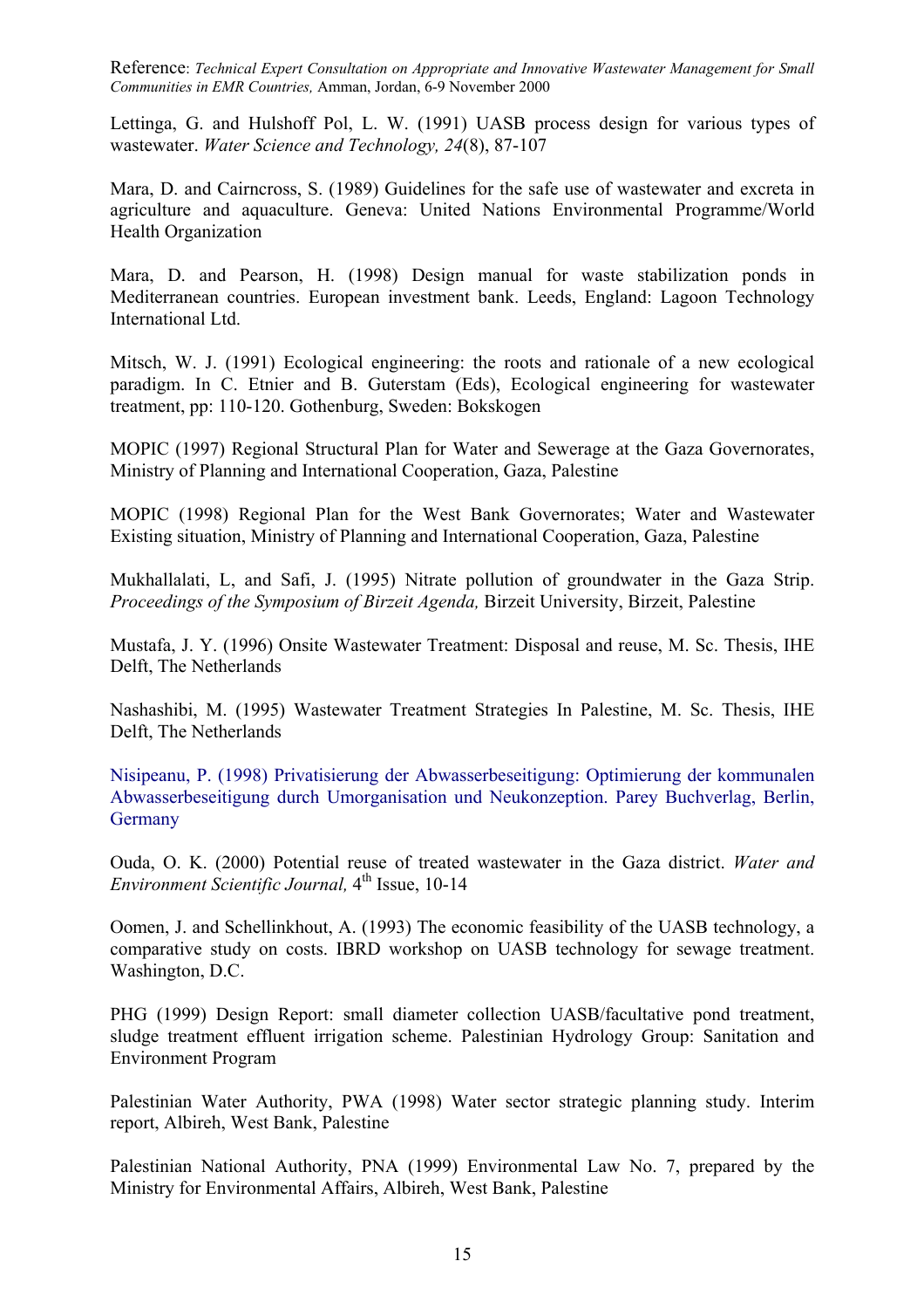Lettinga, G. and Hulshoff Pol, L. W. (1991) UASB process design for various types of wastewater. *Water Science and Technology, 24*(8), 87-107

Mara, D. and Cairncross, S. (1989) Guidelines for the safe use of wastewater and excreta in agriculture and aquaculture. Geneva: United Nations Environmental Programme/World Health Organization

Mara, D. and Pearson, H. (1998) Design manual for waste stabilization ponds in Mediterranean countries. European investment bank. Leeds, England: Lagoon Technology International Ltd.

Mitsch, W. J. (1991) Ecological engineering: the roots and rationale of a new ecological paradigm. In C. Etnier and B. Guterstam (Eds), Ecological engineering for wastewater treatment, pp: 110-120. Gothenburg, Sweden: Bokskogen

MOPIC (1997) Regional Structural Plan for Water and Sewerage at the Gaza Governorates, Ministry of Planning and International Cooperation, Gaza, Palestine

MOPIC (1998) Regional Plan for the West Bank Governorates; Water and Wastewater Existing situation, Ministry of Planning and International Cooperation, Gaza, Palestine

Mukhallalati, L, and Safi, J. (1995) Nitrate pollution of groundwater in the Gaza Strip. *Proceedings of the Symposium of Birzeit Agenda,* Birzeit University, Birzeit, Palestine

Mustafa, J. Y. (1996) Onsite Wastewater Treatment: Disposal and reuse, M. Sc. Thesis, IHE Delft, The Netherlands

Nashashibi, M. (1995) Wastewater Treatment Strategies In Palestine, M. Sc. Thesis, IHE Delft, The Netherlands

Nisipeanu, P. (1998) Privatisierung der Abwasserbeseitigung: Optimierung der kommunalen Abwasserbeseitigung durch Umorganisation und Neukonzeption. Parey Buchverlag, Berlin, Germany

Ouda, O. K. (2000) Potential reuse of treated wastewater in the Gaza district. *Water and Environment Scientific Journal,* 4th Issue, 10-14

Oomen, J. and Schellinkhout, A. (1993) The economic feasibility of the UASB technology, a comparative study on costs. IBRD workshop on UASB technology for sewage treatment. Washington, D.C.

PHG (1999) Design Report: small diameter collection UASB/facultative pond treatment, sludge treatment effluent irrigation scheme. Palestinian Hydrology Group: Sanitation and Environment Program

Palestinian Water Authority, PWA (1998) Water sector strategic planning study. Interim report, Albireh, West Bank, Palestine

Palestinian National Authority, PNA (1999) Environmental Law No. 7, prepared by the Ministry for Environmental Affairs, Albireh, West Bank, Palestine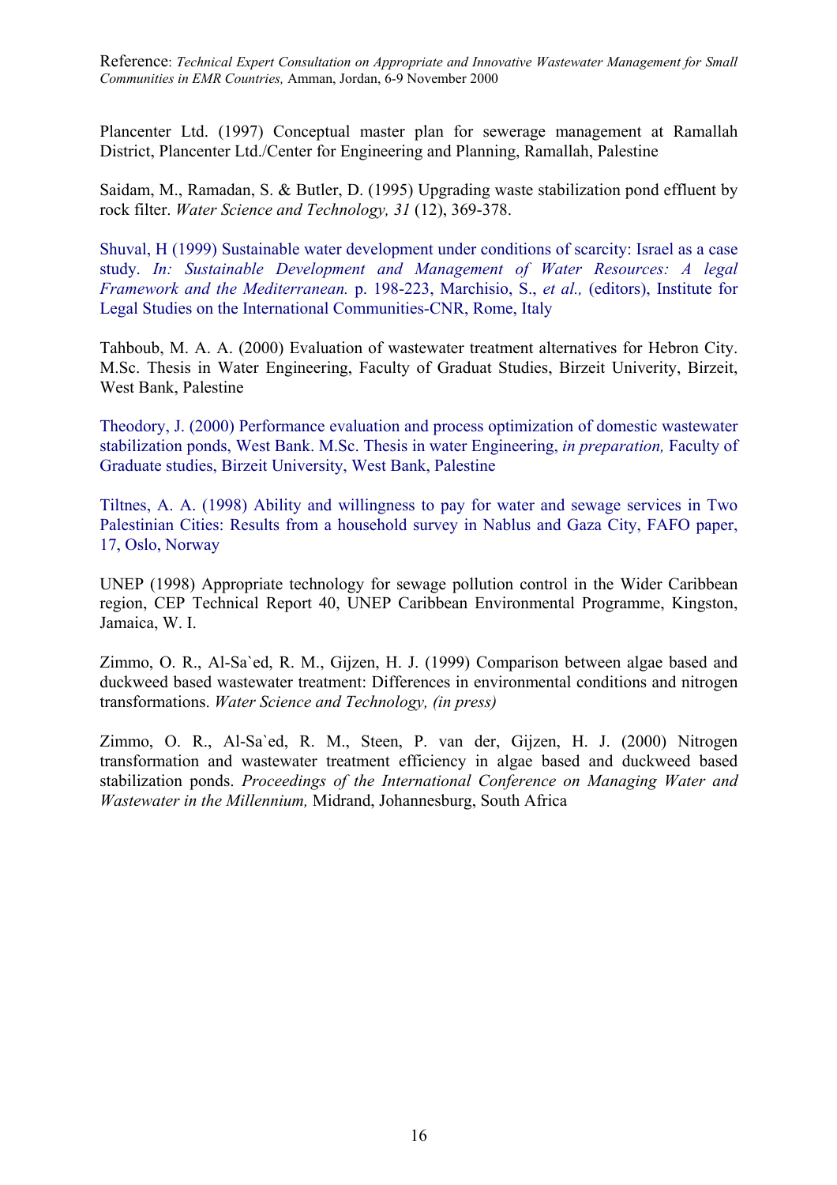Plancenter Ltd. (1997) Conceptual master plan for sewerage management at Ramallah District, Plancenter Ltd./Center for Engineering and Planning, Ramallah, Palestine

Saidam, M., Ramadan, S. & Butler, D. (1995) Upgrading waste stabilization pond effluent by rock filter. *Water Science and Technology, 31* (12), 369-378.

Shuval, H (1999) Sustainable water development under conditions of scarcity: Israel as a case study. *In: Sustainable Development and Management of Water Resources: A legal Framework and the Mediterranean.* p. 198-223, Marchisio, S., *et al.,* (editors), Institute for Legal Studies on the International Communities-CNR, Rome, Italy

Tahboub, M. A. A. (2000) Evaluation of wastewater treatment alternatives for Hebron City. M.Sc. Thesis in Water Engineering, Faculty of Graduat Studies, Birzeit Univerity, Birzeit, West Bank, Palestine

Theodory, J. (2000) Performance evaluation and process optimization of domestic wastewater stabilization ponds, West Bank. M.Sc. Thesis in water Engineering, *in preparation,* Faculty of Graduate studies, Birzeit University, West Bank, Palestine

Tiltnes, A. A. (1998) Ability and willingness to pay for water and sewage services in Two Palestinian Cities: Results from a household survey in Nablus and Gaza City, FAFO paper, 17, Oslo, Norway

UNEP (1998) Appropriate technology for sewage pollution control in the Wider Caribbean region, CEP Technical Report 40, UNEP Caribbean Environmental Programme, Kingston, Jamaica, W. I.

Zimmo, O. R., Al-Sa`ed, R. M., Gijzen, H. J. (1999) Comparison between algae based and duckweed based wastewater treatment: Differences in environmental conditions and nitrogen transformations. *Water Science and Technology, (in press)*

Zimmo, O. R., Al-Sa`ed, R. M., Steen, P. van der, Gijzen, H. J. (2000) Nitrogen transformation and wastewater treatment efficiency in algae based and duckweed based stabilization ponds. *Proceedings of the International Conference on Managing Water and Wastewater in the Millennium,* Midrand, Johannesburg, South Africa